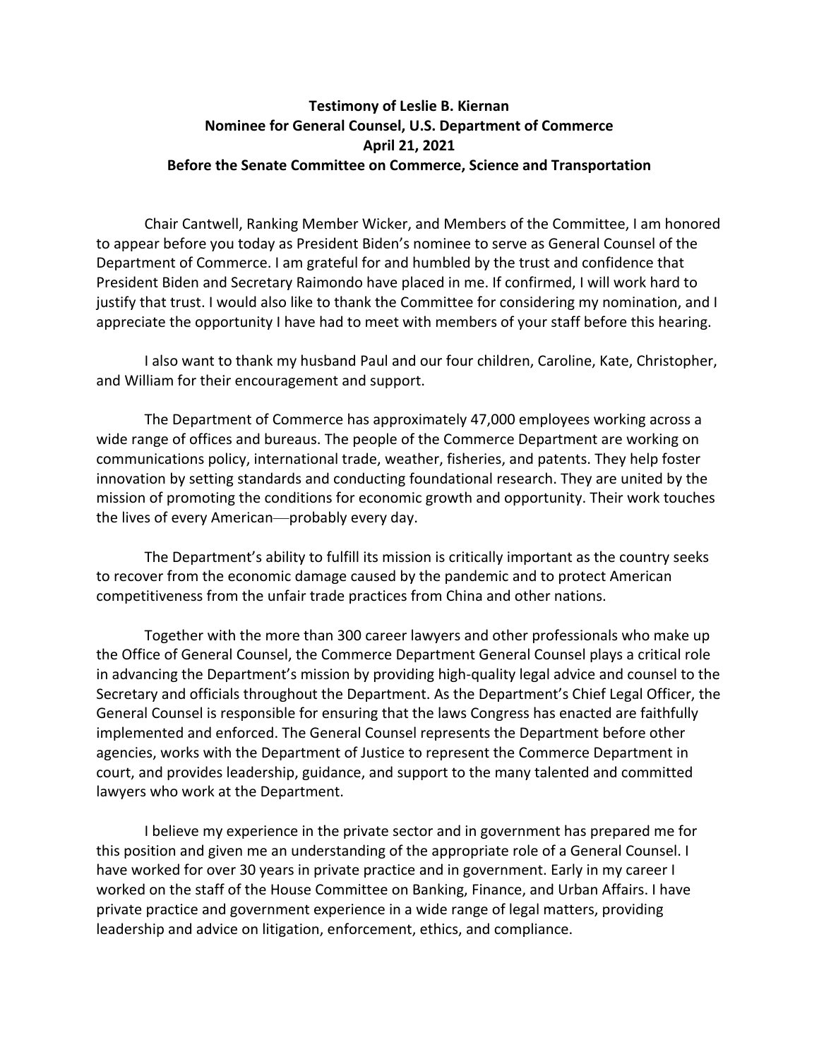**Testimony of Leslie B. Kiernan**
**Nominee for General Counsel, U.S. Department of Commerce**
**April 21, 2021**
**Before the Senate Committee on Commerce, Science and Transportation**

Chair Cantwell, Ranking Member Wicker, and Members of the Committee, I am honored to appear before you today as President Biden's nominee to serve as General Counsel of the Department of Commerce. I am grateful for and humbled by the trust and confidence that President Biden and Secretary Raimondo have placed in me. If confirmed, I will work hard to justify that trust. I would also like to thank the Committee for considering my nomination, and I appreciate the opportunity I have had to meet with members of your staff before this hearing.

I also want to thank my husband Paul and our four children, Caroline, Kate, Christopher, and William for their encouragement and support.

The Department of Commerce has approximately 47,000 employees working across a wide range of offices and bureaus. The people of the Commerce Department are working on communications policy, international trade, weather, fisheries, and patents. They help foster innovation by setting standards and conducting foundational research. They are united by the mission of promoting the conditions for economic growth and opportunity. Their work touches the lives of every American—probably every day.

The Department's ability to fulfill its mission is critically important as the country seeks to recover from the economic damage caused by the pandemic and to protect American competitiveness from the unfair trade practices from China and other nations.

Together with the more than 300 career lawyers and other professionals who make up the Office of General Counsel, the Commerce Department General Counsel plays a critical role in advancing the Department's mission by providing high-quality legal advice and counsel to the Secretary and officials throughout the Department. As the Department's Chief Legal Officer, the General Counsel is responsible for ensuring that the laws Congress has enacted are faithfully implemented and enforced. The General Counsel represents the Department before other agencies, works with the Department of Justice to represent the Commerce Department in court, and provides leadership, guidance, and support to the many talented and committed lawyers who work at the Department.

I believe my experience in the private sector and in government has prepared me for this position and given me an understanding of the appropriate role of a General Counsel. I have worked for over 30 years in private practice and in government. Early in my career I worked on the staff of the House Committee on Banking, Finance, and Urban Affairs. I have private practice and government experience in a wide range of legal matters, providing leadership and advice on litigation, enforcement, ethics, and compliance.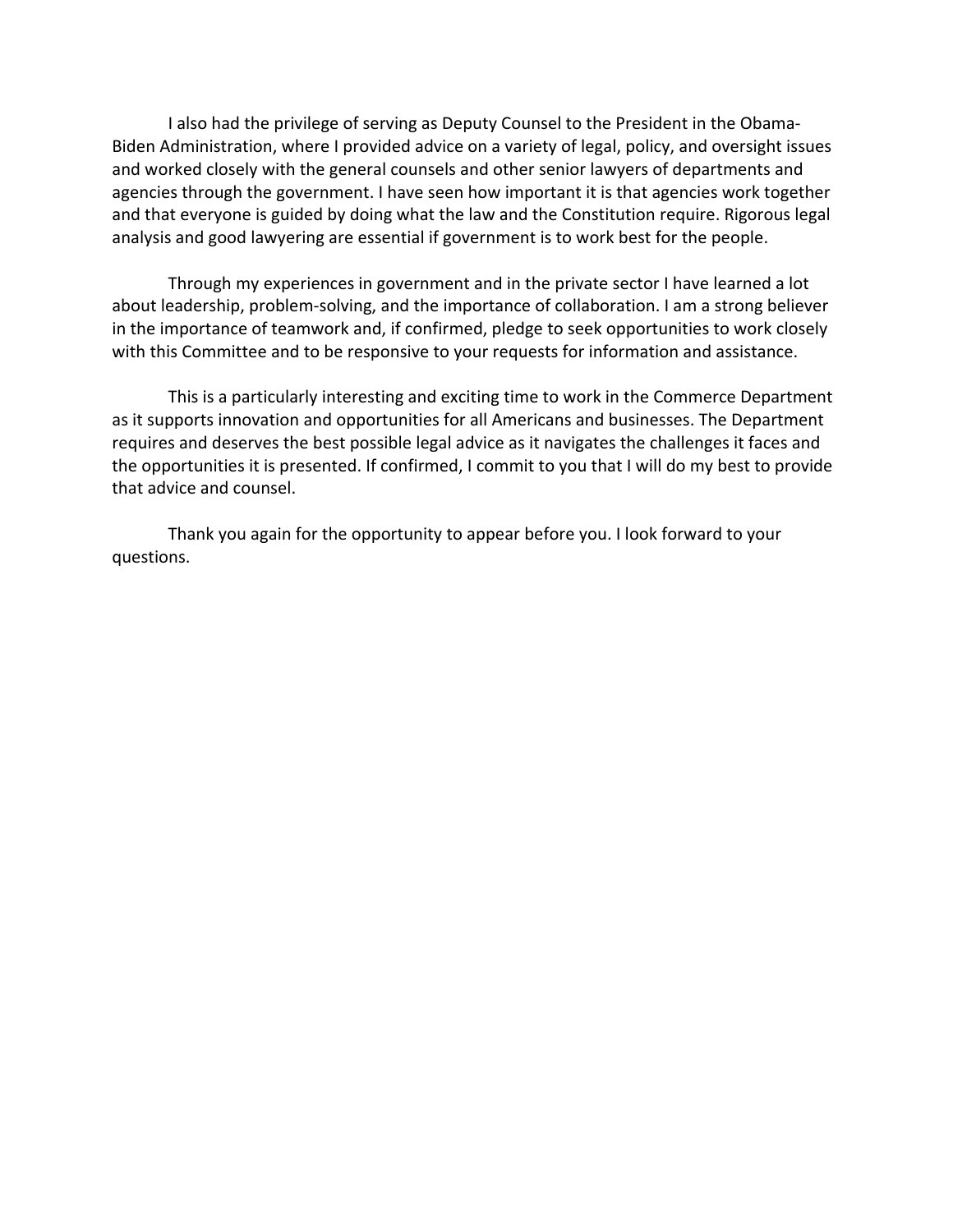I also had the privilege of serving as Deputy Counsel to the President in the Obama-Biden Administration, where I provided advice on a variety of legal, policy, and oversight issues and worked closely with the general counsels and other senior lawyers of departments and agencies through the government. I have seen how important it is that agencies work together and that everyone is guided by doing what the law and the Constitution require. Rigorous legal analysis and good lawyering are essential if government is to work best for the people.

Through my experiences in government and in the private sector I have learned a lot about leadership, problem-solving, and the importance of collaboration. I am a strong believer in the importance of teamwork and, if confirmed, pledge to seek opportunities to work closely with this Committee and to be responsive to your requests for information and assistance.

This is a particularly interesting and exciting time to work in the Commerce Department as it supports innovation and opportunities for all Americans and businesses. The Department requires and deserves the best possible legal advice as it navigates the challenges it faces and the opportunities it is presented. If confirmed, I commit to you that I will do my best to provide that advice and counsel.

Thank you again for the opportunity to appear before you. I look forward to your questions.